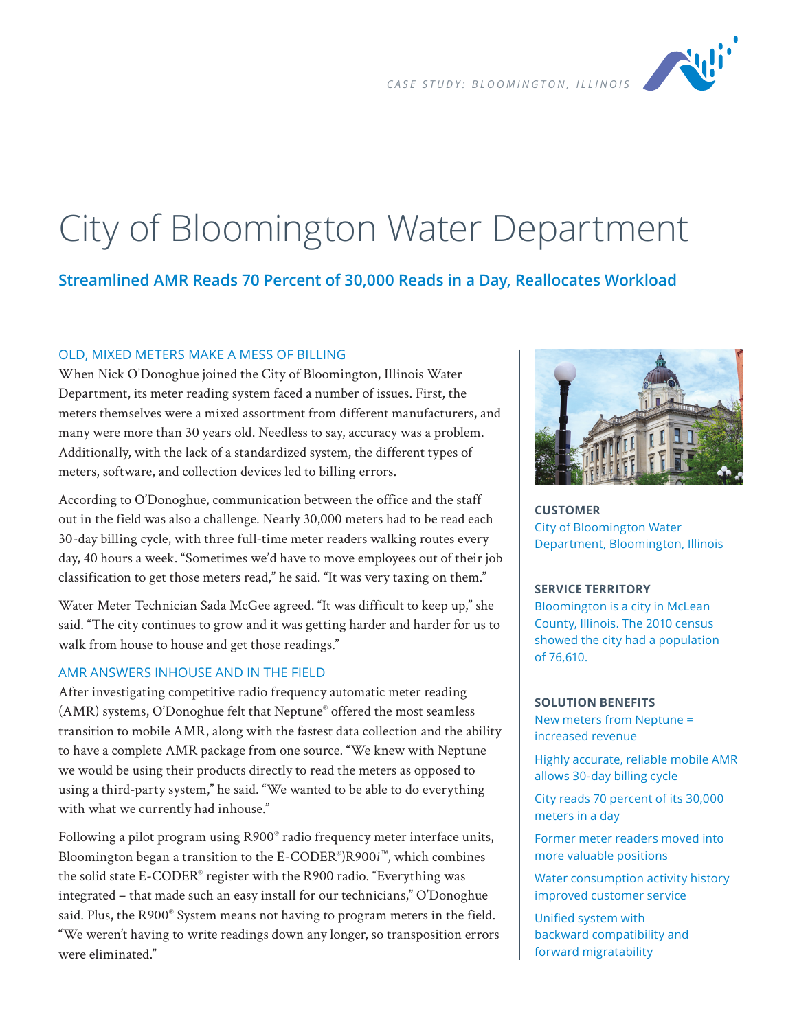CASE STUDY: BLOOMINGTON, ILLINOIS

# City of Bloomington Water Department

## Streamlined AMR Reads 70 Percent of 30,000 Reads in a Day, Reallocates Workload

### OLD, MIXED METERS MAKE A MESS OF BILLING

When Nick O'Donoghue joined the City of Bloomington, Illinois Water Department, its meter reading system faced a number of issues. First, the meters themselves were a mixed assortment from different manufacturers, and many were more than 30 years old. Needless to say, accuracy was a problem. Additionally, with the lack of a standardized system, the different types of meters, software, and collection devices led to billing errors.

According to O'Donoghue, communication between the office and the staff out in the field was also a challenge. Nearly 30,000 meters had to be read each 30-day billing cycle, with three full-time meter readers walking routes every day, 40 hours a week. "Sometimes we'd have to move employees out of their job classification to get those meters read," he said. "It was very taxing on them."

Water Meter Technician Sada McGee agreed. "It was difficult to keep up," she said. "The city continues to grow and it was getting harder and harder for us to walk from house to house and get those readings."

### AMR ANSWERS INHOUSE AND IN THE FIELD

After investigating competitive radio frequency automatic meter reading (AMR) systems, O'Donoghue felt that Neptune® offered the most seamless transition to mobile AMR, along with the fastest data collection and the ability to have a complete AMR package from one source. "We knew with Neptune we would be using their products directly to read the meters as opposed to using a third-party system," he said. "We wanted to be able to do everything with what we currently had inhouse."

Following a pilot program using R900® radio frequency meter interface units, Bloomington began a transition to the E-CODER®)R900*i*™, which combines the solid state E-CODER® register with the R900 radio. "Everything was integrated – that made such an easy install for our technicians," O'Donoghue said. Plus, the R900® System means not having to program meters in the field. "We weren't having to write readings down any longer, so transposition errors were eliminated."

**CUSTOMER**

City of Bloomington Water Department, Bloomington, Illinois

**SERVICE TERRITORY**

Bloomington is a city in McLean County, Illinois. The 2010 census showed the city had a population of 76,610.

**SOLUTION BENEFITS**

- New meters from Neptune = increased revenue
- Highly accurate, reliable mobile AMR allows 30-day billing cycle
- City reads 70 percent of its 30,000 meters in a day
- Former meter readers moved into more valuable positions
- Water consumption activity history improved customer service
- Unified system with backward compatibility and forward migratability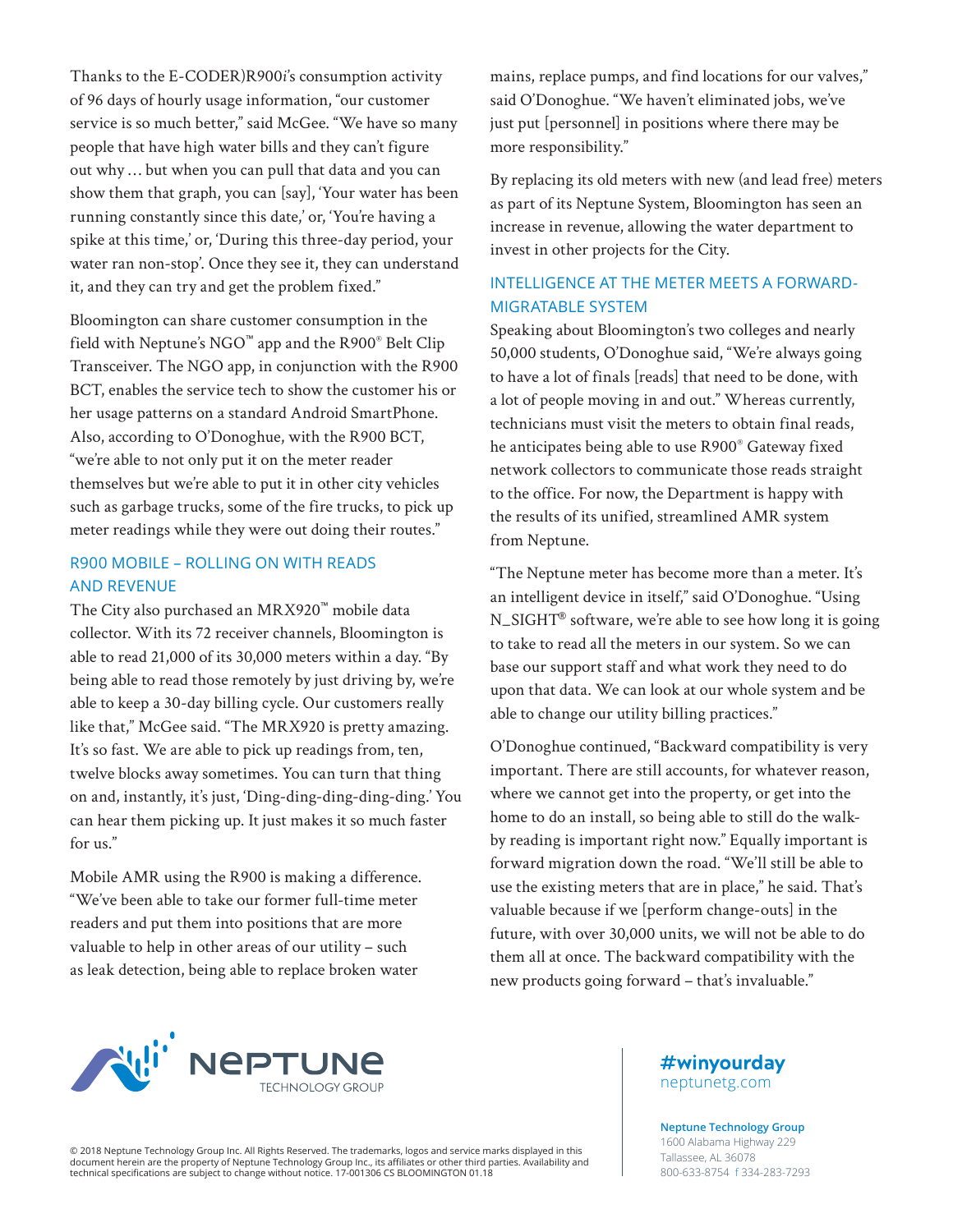Thanks to the E-CODER)R900*i*'s consumption activity of 96 days of hourly usage information, "our customer service is so much better," said McGee. "We have so many people that have high water bills and they can't figure out why … but when you can pull that data and you can show them that graph, you can [say], 'Your water has been running constantly since this date,' or, 'You're having a spike at this time,' or, 'During this three-day period, your water ran non-stop'. Once they see it, they can understand it, and they can try and get the problem fixed."

Bloomington can share customer consumption in the field with Neptune's NGO™ app and the R900® Belt Clip Transceiver. The NGO app, in conjunction with the R900 BCT, enables the service tech to show the customer his or her usage patterns on a standard Android SmartPhone. Also, according to O'Donoghue, with the R900 BCT, "we're able to not only put it on the meter reader themselves but we're able to put it in other city vehicles such as garbage trucks, some of the fire trucks, to pick up meter readings while they were out doing their routes."

## R900 MOBILE – ROLLING ON WITH READS AND REVENUE

The City also purchased an MRX920™ mobile data collector. With its 72 receiver channels, Bloomington is able to read 21,000 of its 30,000 meters within a day. "By being able to read those remotely by just driving by, we're able to keep a 30-day billing cycle. Our customers really like that," McGee said. "The MRX920 is pretty amazing. It's so fast. We are able to pick up readings from, ten, twelve blocks away sometimes. You can turn that thing on and, instantly, it's just, 'Ding-ding-ding-ding-ding.' You can hear them picking up. It just makes it so much faster for us."

Mobile AMR using the R900 is making a difference. "We've been able to take our former full-time meter readers and put them into positions that are more valuable to help in other areas of our utility – such as leak detection, being able to replace broken water mains, replace pumps, and find locations for our valves," said O'Donoghue. "We haven't eliminated jobs, we've just put [personnel] in positions where there may be more responsibility."

By replacing its old meters with new (and lead free) meters as part of its Neptune System, Bloomington has seen an increase in revenue, allowing the water department to invest in other projects for the City.

## INTELLIGENCE AT THE METER MEETS A FORWARD-MIGRATABLE SYSTEM

Speaking about Bloomington's two colleges and nearly 50,000 students, O'Donoghue said, "We're always going to have a lot of finals [reads] that need to be done, with a lot of people moving in and out." Whereas currently, technicians must visit the meters to obtain final reads, he anticipates being able to use R900® Gateway fixed network collectors to communicate those reads straight to the office. For now, the Department is happy with the results of its unified, streamlined AMR system from Neptune.

"The Neptune meter has become more than a meter. It's an intelligent device in itself," said O'Donoghue. "Using N_SIGHT® software, we're able to see how long it is going to take to read all the meters in our system. So we can base our support staff and what work they need to do upon that data. We can look at our whole system and be able to change our utility billing practices."

O'Donoghue continued, "Backward compatibility is very important. There are still accounts, for whatever reason, where we cannot get into the property, or get into the home to do an install, so being able to still do the walk-by reading is important right now." Equally important is forward migration down the road. "We'll still be able to use the existing meters that are in place," he said. That's valuable because if we [perform change-outs] in the future, with over 30,000 units, we will not be able to do them all at once. The backward compatibility with the new products going forward – that's invaluable."

NEPTUNE TECHNOLOGY GROUP

**#winyourday**
neptunetg.com

**Neptune Technology Group**
1600 Alabama Highway 229
Tallassee, AL 36078
800-633-8754 f 334-283-7293

© 2018 Neptune Technology Group Inc. All Rights Reserved. The trademarks, logos and service marks displayed in this document herein are the property of Neptune Technology Group Inc., its affiliates or other third parties. Availability and technical specifications are subject to change without notice. 17-001306 CS BLOOMINGTON 01.18